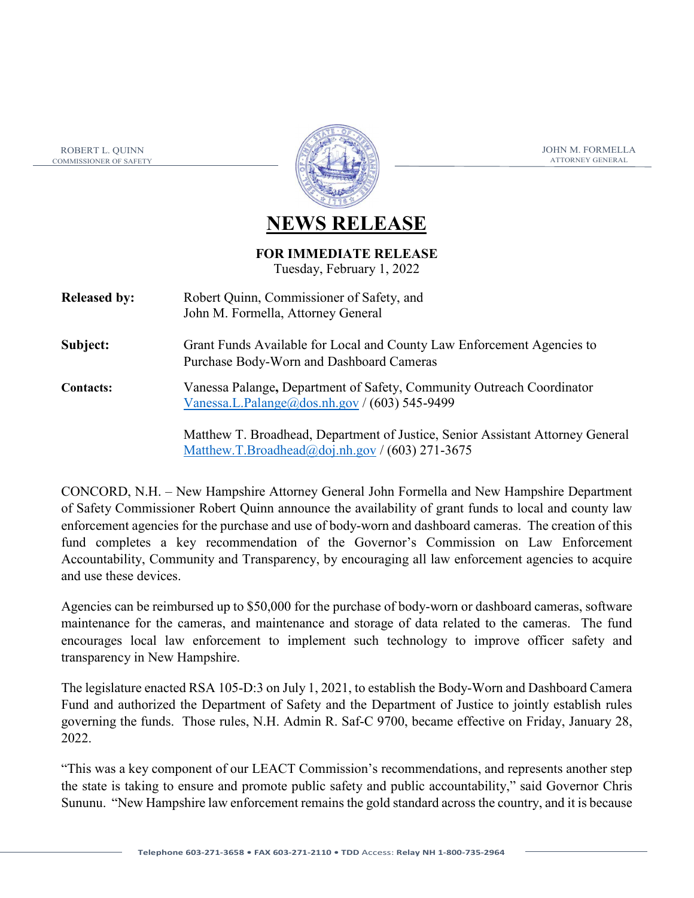ROBERT L. QUINN
COMMISSIONER OF SAFETY

JOHN M. FORMELLA
ATTORNEY GENERAL

# NEWS RELEASE

**FOR IMMEDIATE RELEASE**
Tuesday, February 1, 2022

| | |
|---|---|
| **Released by:** | Robert Quinn, Commissioner of Safety, and John M. Formella, Attorney General |
| **Subject:** | Grant Funds Available for Local and County Law Enforcement Agencies to Purchase Body-Worn and Dashboard Cameras |
| **Contacts:** | Vanessa Palange**,** Department of Safety, Community Outreach Coordinator Vanessa.L.Palange@dos.nh.gov / (603) 545-9499 |
| | Matthew T. Broadhead, Department of Justice, Senior Assistant Attorney General Matthew.T.Broadhead@doj.nh.gov / (603) 271-3675 |

CONCORD, N.H. – New Hampshire Attorney General John Formella and New Hampshire Department of Safety Commissioner Robert Quinn announce the availability of grant funds to local and county law enforcement agencies for the purchase and use of body-worn and dashboard cameras. The creation of this fund completes a key recommendation of the Governor's Commission on Law Enforcement Accountability, Community and Transparency, by encouraging all law enforcement agencies to acquire and use these devices.

Agencies can be reimbursed up to $50,000 for the purchase of body-worn or dashboard cameras, software maintenance for the cameras, and maintenance and storage of data related to the cameras. The fund encourages local law enforcement to implement such technology to improve officer safety and transparency in New Hampshire.

The legislature enacted RSA 105-D:3 on July 1, 2021, to establish the Body-Worn and Dashboard Camera Fund and authorized the Department of Safety and the Department of Justice to jointly establish rules governing the funds. Those rules, N.H. Admin R. Saf-C 9700, became effective on Friday, January 28, 2022.

"This was a key component of our LEACT Commission's recommendations, and represents another step the state is taking to ensure and promote public safety and public accountability," said Governor Chris Sununu. "New Hampshire law enforcement remains the gold standard across the country, and it is because

Telephone 603-271-3658 • FAX 603-271-2110 • TDD Access: Relay NH 1-800-735-2964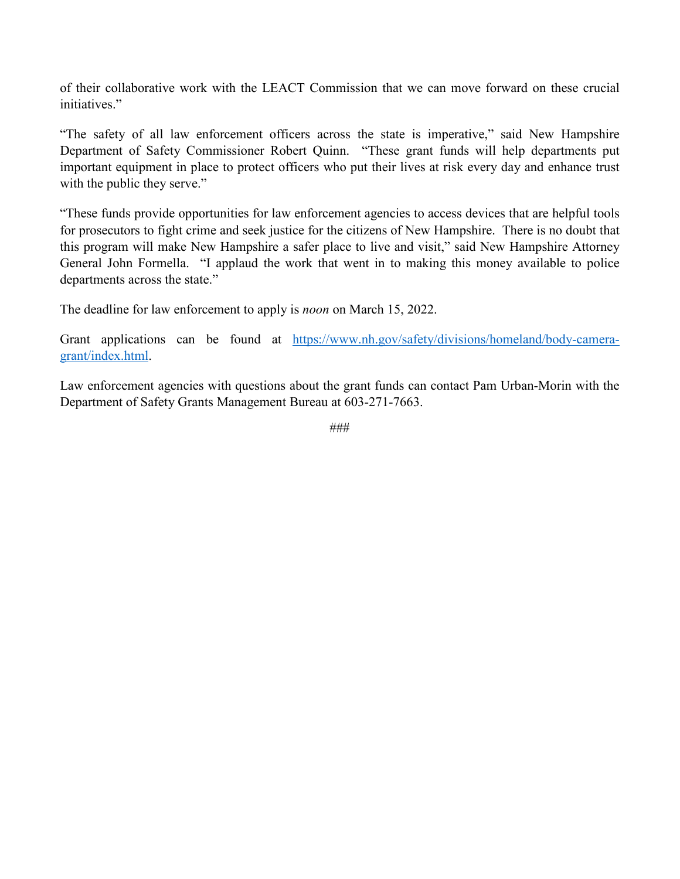of their collaborative work with the LEACT Commission that we can move forward on these crucial initiatives."

"The safety of all law enforcement officers across the state is imperative," said New Hampshire Department of Safety Commissioner Robert Quinn. "These grant funds will help departments put important equipment in place to protect officers who put their lives at risk every day and enhance trust with the public they serve."

"These funds provide opportunities for law enforcement agencies to access devices that are helpful tools for prosecutors to fight crime and seek justice for the citizens of New Hampshire. There is no doubt that this program will make New Hampshire a safer place to live and visit," said New Hampshire Attorney General John Formella. "I applaud the work that went in to making this money available to police departments across the state."

The deadline for law enforcement to apply is *noon* on March 15, 2022.

Grant applications can be found at [https://www.nh.gov/safety/divisions/homeland/body-camera-grant/index.html](https://www.nh.gov/safety/divisions/homeland/body-camera-grant/index.html).

Law enforcement agencies with questions about the grant funds can contact Pam Urban-Morin with the Department of Safety Grants Management Bureau at 603-271-7663.

###